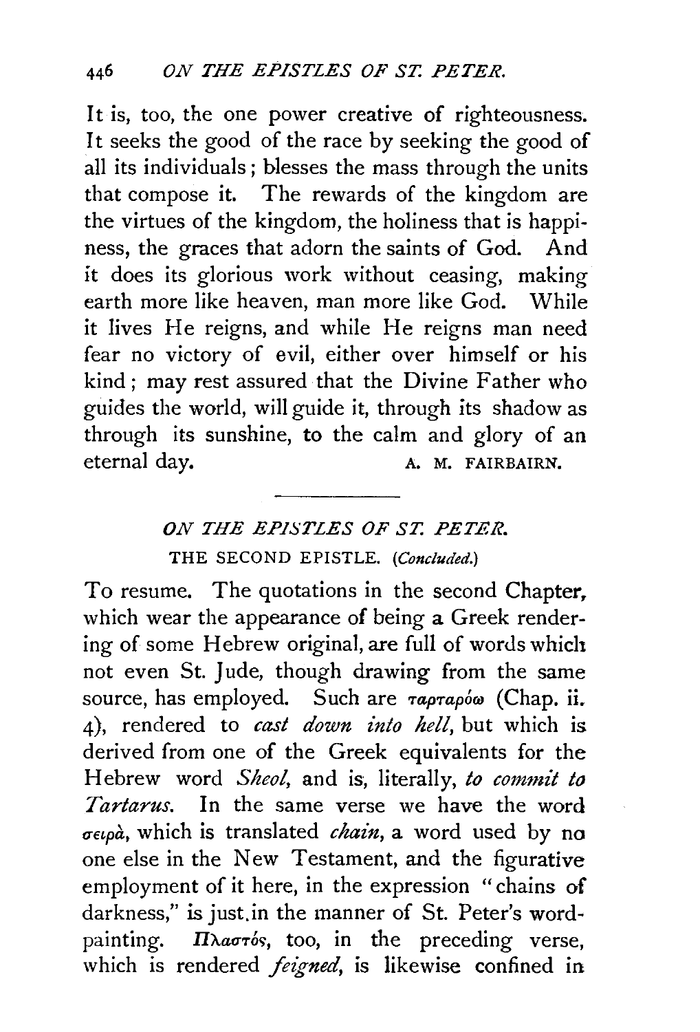It is, too, the one power creative of righteousness. It seeks the good of the race by seeking the good of all its individuals; blesses the mass through the units that compose it. The rewards of the kingdom are the virtues of the kingdom, the holiness that is happiness, the graces that adorn the saints of God. And it does its glorious work without ceasing, making earth more like heaven, man more like God. While it lives He reigns, and while He reigns man need fear no victory of evil, either over himself or his kind; may rest assured that the Divine Father who guides the world, will guide it, through its shadow as through its sunshine, to the calm and glory of an eternal day.

A. M. FAIRBAIRN.

---

## *ON THE EPISTLES OF ST. PETER.*

### THE SECOND EPISTLE. (*Concluded.*)

To resume. The quotations in the second Chapter, which wear the appearance of being a Greek rendering of some Hebrew original, are full of words which not even St. Jude, though drawing from the same source, has employed. Such are ταρταρόω (Chap. ii. 4), rendered to *cast down into hell*, but which is derived from one of the Greek equivalents for the Hebrew word *Sheol*, and is, literally, *to commit to Tartarus*. In the same verse we have the word σειρὰ, which is translated *chain*, a word used by no one else in the New Testament, and the figurative employment of it here, in the expression "chains of darkness," is just in the manner of St. Peter's word-painting. Πλαστὸς, too, in the preceding verse, which is rendered *feigned*, is likewise confined in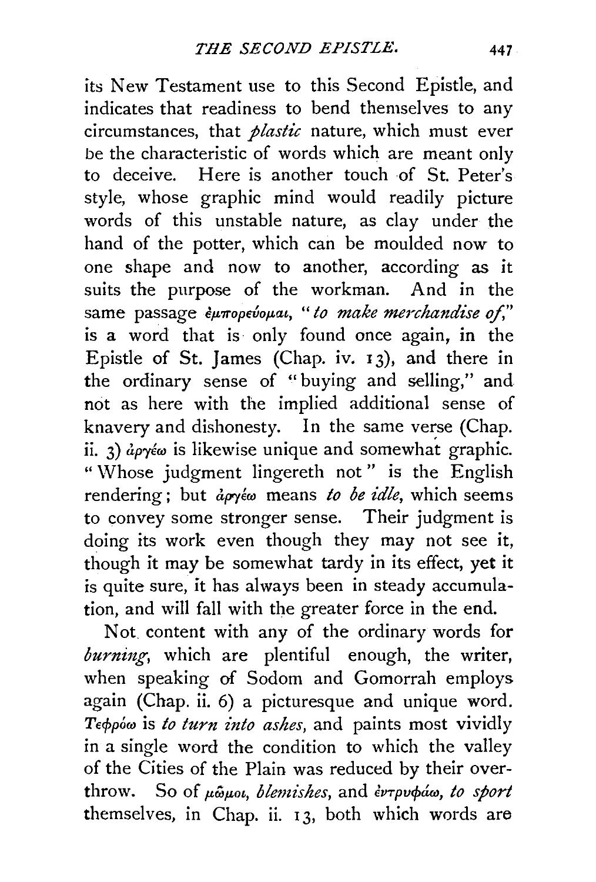its New Testament use to this Second Epistle, and indicates that readiness to bend themselves to any circumstances, that *plastic* nature, which must ever be the characteristic of words which are meant only to deceive. Here is another touch of St. Peter's style, whose graphic mind would readily picture words of this unstable nature, as clay under the hand of the potter, which can be moulded now to one shape and now to another, according as it suits the purpose of the workman. And in the same passage ἐμπορεύομαι, "*to make merchandise of*," is a word that is only found once again, in the Epistle of St. James (Chap. iv. 13), and there in the ordinary sense of "buying and selling," and not as here with the implied additional sense of knavery and dishonesty. In the same verse (Chap. ii. 3) ἀργέω is likewise unique and somewhat graphic. "Whose judgment lingereth not" is the English rendering; but ἀργέω means *to be idle*, which seems to convey some stronger sense. Their judgment is doing its work even though they may not see it, though it may be somewhat tardy in its effect, yet it is quite sure, it has always been in steady accumulation, and will fall with the greater force in the end.

Not content with any of the ordinary words for *burning*, which are plentiful enough, the writer, when speaking of Sodom and Gomorrah employs again (Chap. ii. 6) a picturesque and unique word. Τεφρόω is *to turn into ashes*, and paints most vividly in a single word the condition to which the valley of the Cities of the Plain was reduced by their overthrow. So of μῶμοι, *blemishes*, and ἐντρυφάω, *to sport* themselves, in Chap. ii. 13, both which words are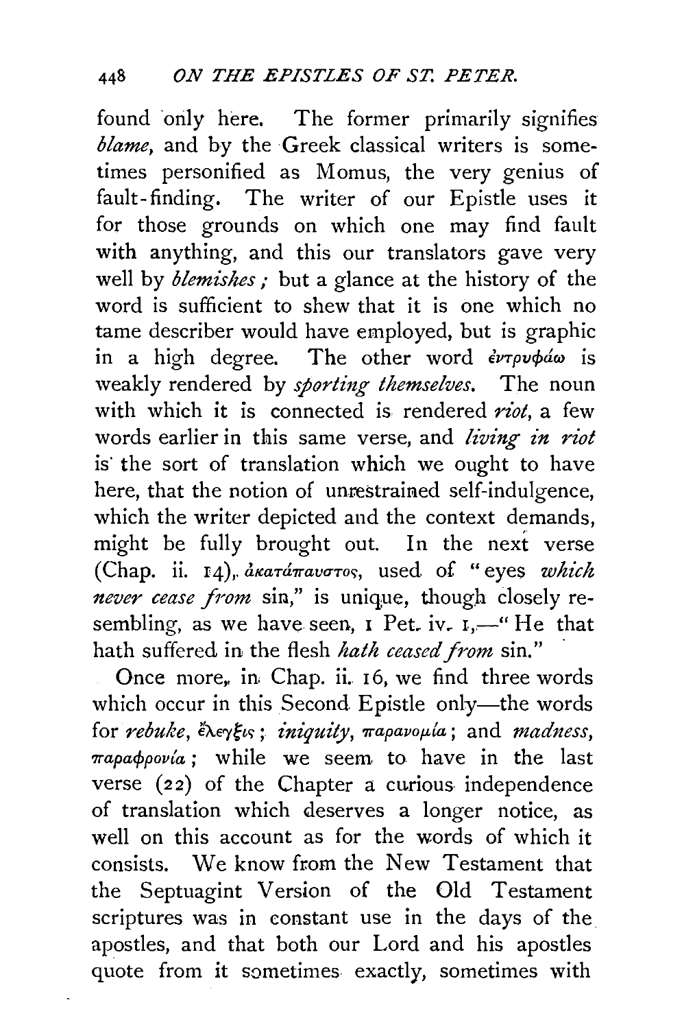found only here. The former primarily signifies *blame*, and by the Greek classical writers is sometimes personified as Momus, the very genius of fault-finding. The writer of our Epistle uses it for those grounds on which one may find fault with anything, and this our translators gave very well by *blemishes*; but a glance at the history of the word is sufficient to shew that it is one which no tame describer would have employed, but is graphic in a high degree. The other word ἐντρυφάω is weakly rendered by *sporting themselves*. The noun with which it is connected is rendered *riot*, a few words earlier in this same verse, and *living in riot* is the sort of translation which we ought to have here, that the notion of unrestrained self-indulgence, which the writer depicted and the context demands, might be fully brought out. In the next verse (Chap. ii. 14), ἀκατάπαυστος, used of "eyes *which never cease from* sin," is unique, though closely resembling, as we have seen, 1 Pet. iv. 1,—"He that hath suffered in the flesh *hath ceased from* sin."

Once more, in Chap. ii. 16, we find three words which occur in this Second Epistle only—the words for *rebuke*, ἔλεγξις; *iniquity*, παρανομία; and *madness*, παραφρονία; while we seem to have in the last verse (22) of the Chapter a curious independence of translation which deserves a longer notice, as well on this account as for the words of which it consists. We know from the New Testament that the Septuagint Version of the Old Testament scriptures was in constant use in the days of the apostles, and that both our Lord and his apostles quote from it sometimes exactly, sometimes with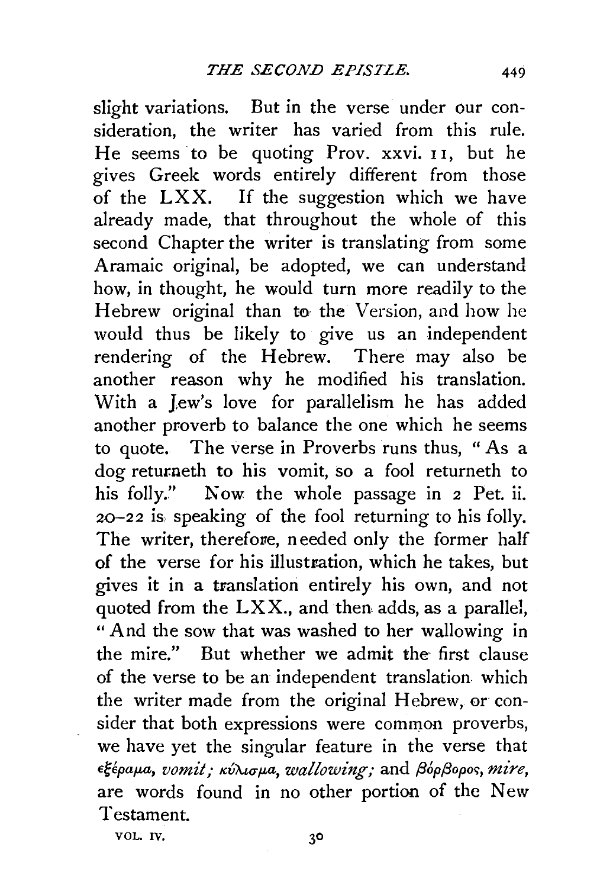slight variations. But in the verse under our consideration, the writer has varied from this rule. He seems to be quoting Prov. xxvi. 11, but he gives Greek words entirely different from those of the LXX. If the suggestion which we have already made, that throughout the whole of this second Chapter the writer is translating from some Aramaic original, be adopted, we can understand how, in thought, he would turn more readily to the Hebrew original than to the Version, and how he would thus be likely to give us an independent rendering of the Hebrew. There may also be another reason why he modified his translation. With a Jew's love for parallelism he has added another proverb to balance the one which he seems to quote. The verse in Proverbs runs thus, "As a dog returneth to his vomit, so a fool returneth to his folly." Now the whole passage in 2 Pet. ii. 20–22 is speaking of the fool returning to his folly. The writer, therefore, needed only the former half of the verse for his illustration, which he takes, but gives it in a translation entirely his own, and not quoted from the LXX., and then adds, as a parallel, "And the sow that was washed to her wallowing in the mire." But whether we admit the first clause of the verse to be an independent translation which the writer made from the original Hebrew, or consider that both expressions were common proverbs, we have yet the singular feature in the verse that ἐξέραμα, *vomit;* κύλισμα, *wallowing;* and βόρβορος, *mire,* are words found in no other portion of the New Testament.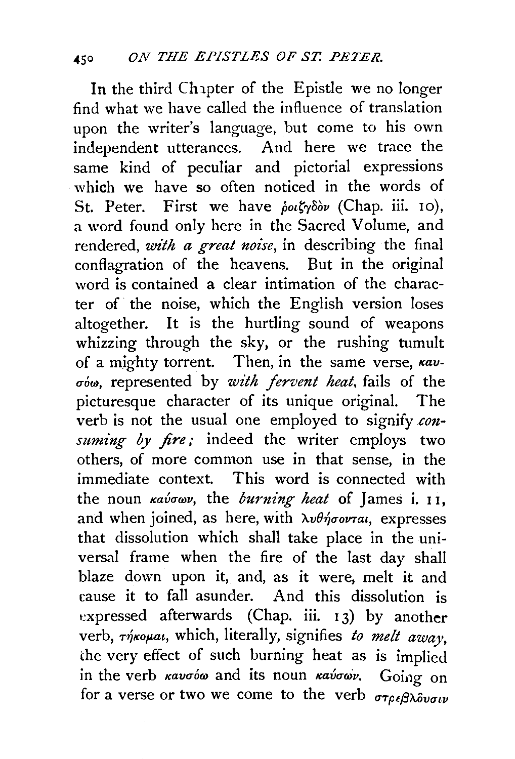In the third Chapter of the Epistle we no longer find what we have called the influence of translation upon the writer's language, but come to his own independent utterances. And here we trace the same kind of peculiar and pictorial expressions which we have so often noticed in the words of St. Peter. First we have ῥοιζηδὸν (Chap. iii. 10), a word found only here in the Sacred Volume, and rendered, *with a great noise*, in describing the final conflagration of the heavens. But in the original word is contained a clear intimation of the character of the noise, which the English version loses altogether. It is the hurtling sound of weapons whizzing through the sky, or the rushing tumult of a mighty torrent. Then, in the same verse, καυσόω, represented by *with fervent heat*, fails of the picturesque character of its unique original. The verb is not the usual one employed to signify *consuming by fire;* indeed the writer employs two others, of more common use in that sense, in the immediate context. This word is connected with the noun καύσων, the *burning heat* of James i. 11, and when joined, as here, with λυθήσονται, expresses that dissolution which shall take place in the universal frame when the fire of the last day shall blaze down upon it, and, as it were, melt it and cause it to fall asunder. And this dissolution is expressed afterwards (Chap. iii. 13) by another verb, τήκομαι, which, literally, signifies *to melt away*, the very effect of such burning heat as is implied in the verb καυσόω and its noun καύσων. Going on for a verse or two we come to the verb στρεβλοῦσιν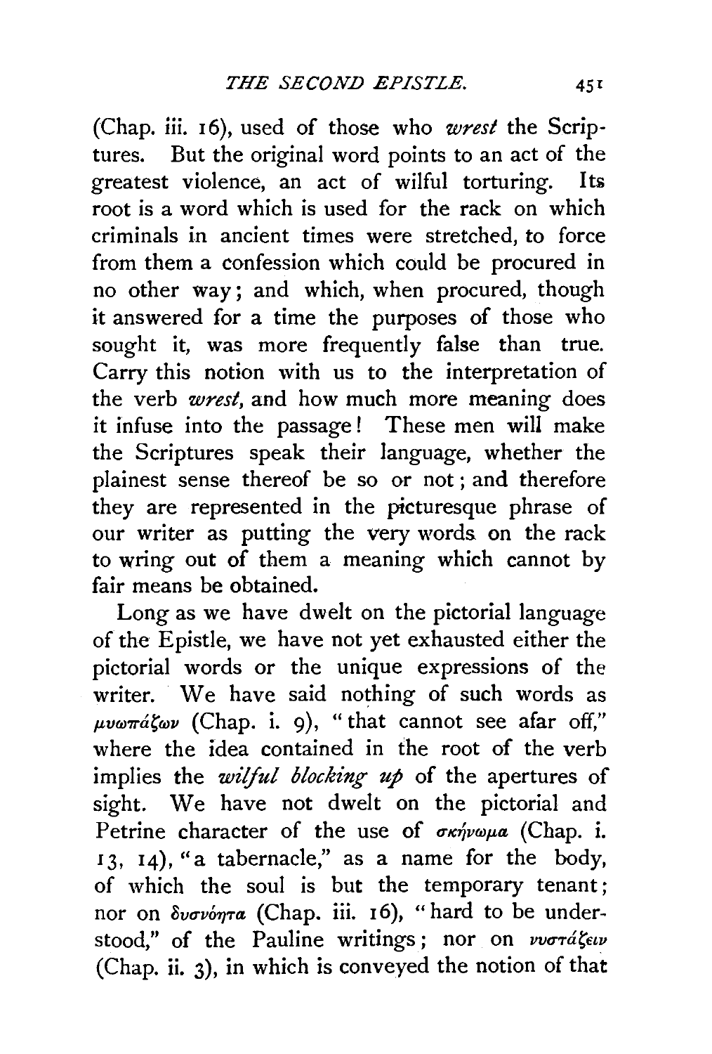(Chap. iii. 16), used of those who *wrest* the Scriptures. But the original word points to an act of the greatest violence, an act of wilful torturing. Its root is a word which is used for the rack on which criminals in ancient times were stretched, to force from them a confession which could be procured in no other way; and which, when procured, though it answered for a time the purposes of those who sought it, was more frequently false than true. Carry this notion with us to the interpretation of the verb *wrest*, and how much more meaning does it infuse into the passage! These men will make the Scriptures speak their language, whether the plainest sense thereof be so or not; and therefore they are represented in the picturesque phrase of our writer as putting the very words on the rack to wring out of them a meaning which cannot by fair means be obtained.

Long as we have dwelt on the pictorial language of the Epistle, we have not yet exhausted either the pictorial words or the unique expressions of the writer. We have said nothing of such words as μυωπάζων (Chap. i. 9), "that cannot see afar off," where the idea contained in the root of the verb implies the *wilful blocking up* of the apertures of sight. We have not dwelt on the pictorial and Petrine character of the use of σκήνωμα (Chap. i. 13, 14), "a tabernacle," as a name for the body, of which the soul is but the temporary tenant; nor on δυσνόητα (Chap. iii. 16), "hard to be understood," of the Pauline writings; nor on νυστάζειν (Chap. ii. 3), in which is conveyed the notion of that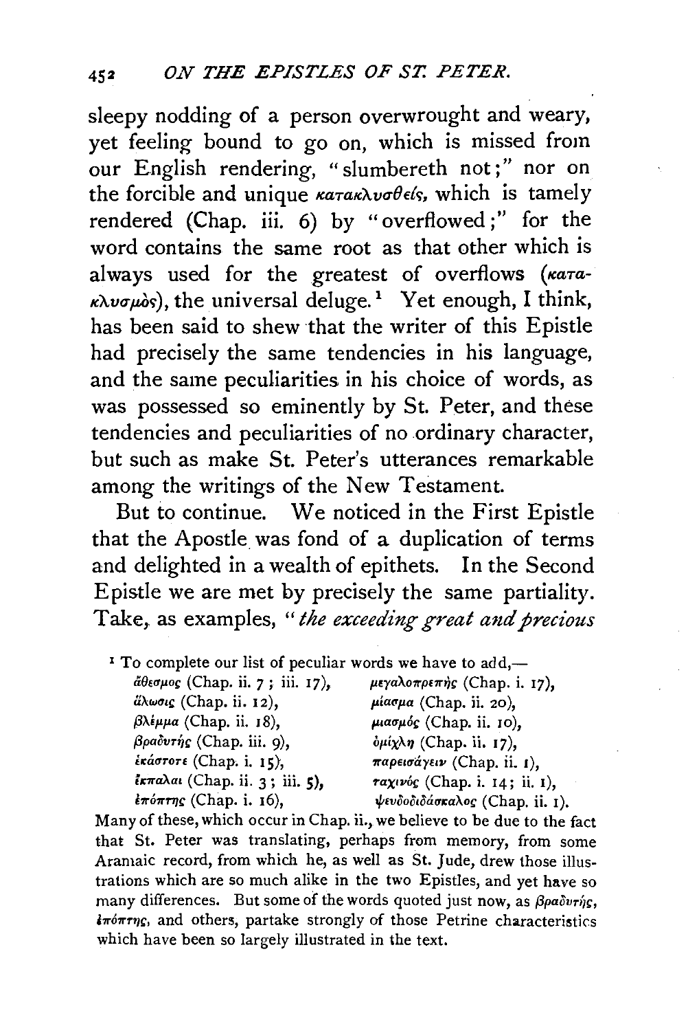sleepy nodding of a person overwrought and weary, yet feeling bound to go on, which is missed from our English rendering, "slumbereth not;" nor on the forcible and unique κατακλυσθεὶς, which is tamely rendered (Chap. iii. 6) by "overflowed;" for the word contains the same root as that other which is always used for the greatest of overflows (κατακλυσμὸς), the universal deluge.[1] Yet enough, I think, has been said to shew that the writer of this Epistle had precisely the same tendencies in his language, and the same peculiarities in his choice of words, as was possessed so eminently by St. Peter, and these tendencies and peculiarities of no ordinary character, but such as make St. Peter's utterances remarkable among the writings of the New Testament.

But to continue. We noticed in the First Epistle that the Apostle was fond of a duplication of terms and delighted in a wealth of epithets. In the Second Epistle we are met by precisely the same partiality. Take, as examples, "*the exceeding great and precious*

[1] To complete our list of peculiar words we have to add,—

| | |
|---|---|
| ἄθεσμος (Chap. ii. 7; iii. 17), | μεγαλοπρεπὴς (Chap. i. 17), |
| ἅλωσις (Chap. ii. 12), | μίασμα (Chap. ii. 20), |
| βλέμμα (Chap. ii. 18), | μιασμός (Chap. ii. 10), |
| βραδυτής (Chap. iii. 9), | ὁμίχλη (Chap. ii. 17), |
| ἑκάστοτε (Chap. i. 15), | παρεισάγειν (Chap. ii. 1), |
| ἔκπαλαι (Chap. ii. 3; iii. 5), | ταχινός (Chap. i. 14; ii. 1), |
| ἐπόπτης (Chap. i. 16), | ψευδοδιδάσκαλος (Chap. ii. 1). |

Many of these, which occur in Chap. ii., we believe to be due to the fact that St. Peter was translating, perhaps from memory, from some Aramaic record, from which he, as well as St. Jude, drew those illustrations which are so much alike in the two Epistles, and yet have so many differences. But some of the words quoted just now, as βραδυτής, ἐπόπτης, and others, partake strongly of those Petrine characteristics which have been so largely illustrated in the text.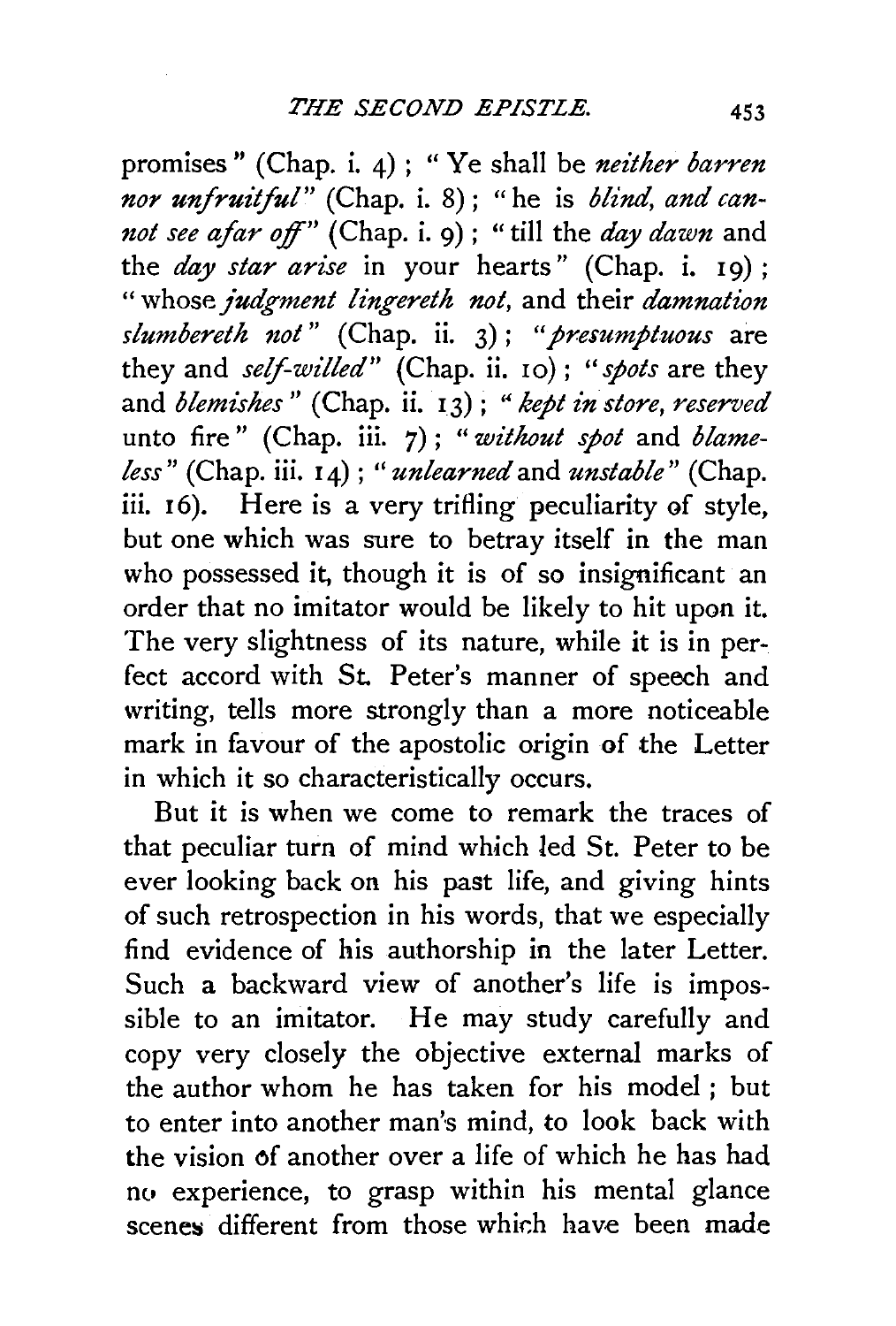promises" (Chap. i. 4); "Ye shall be *neither barren nor unfruitful*" (Chap. i. 8); "he is *blind, and cannot see afar off*" (Chap. i. 9); "till the *day dawn* and the *day star arise* in your hearts" (Chap. i. 19); "whose *judgment lingereth not*, and their *damnation slumbereth not*" (Chap. ii. 3); "*presumptuous* are they and *self-willed*" (Chap. ii. 10); "*spots* are they and *blemishes*" (Chap. ii. 13); "*kept in store, reserved* unto fire" (Chap. iii. 7); "*without spot* and *blameless*" (Chap. iii. 14); "*unlearned* and *unstable*" (Chap. iii. 16). Here is a very trifling peculiarity of style, but one which was sure to betray itself in the man who possessed it, though it is of so insignificant an order that no imitator would be likely to hit upon it. The very slightness of its nature, while it is in perfect accord with St. Peter's manner of speech and writing, tells more strongly than a more noticeable mark in favour of the apostolic origin of the Letter in which it so characteristically occurs.

But it is when we come to remark the traces of that peculiar turn of mind which led St. Peter to be ever looking back on his past life, and giving hints of such retrospection in his words, that we especially find evidence of his authorship in the later Letter. Such a backward view of another's life is impossible to an imitator. He may study carefully and copy very closely the objective external marks of the author whom he has taken for his model; but to enter into another man's mind, to look back with the vision of another over a life of which he has had no experience, to grasp within his mental glance scenes different from those which have been made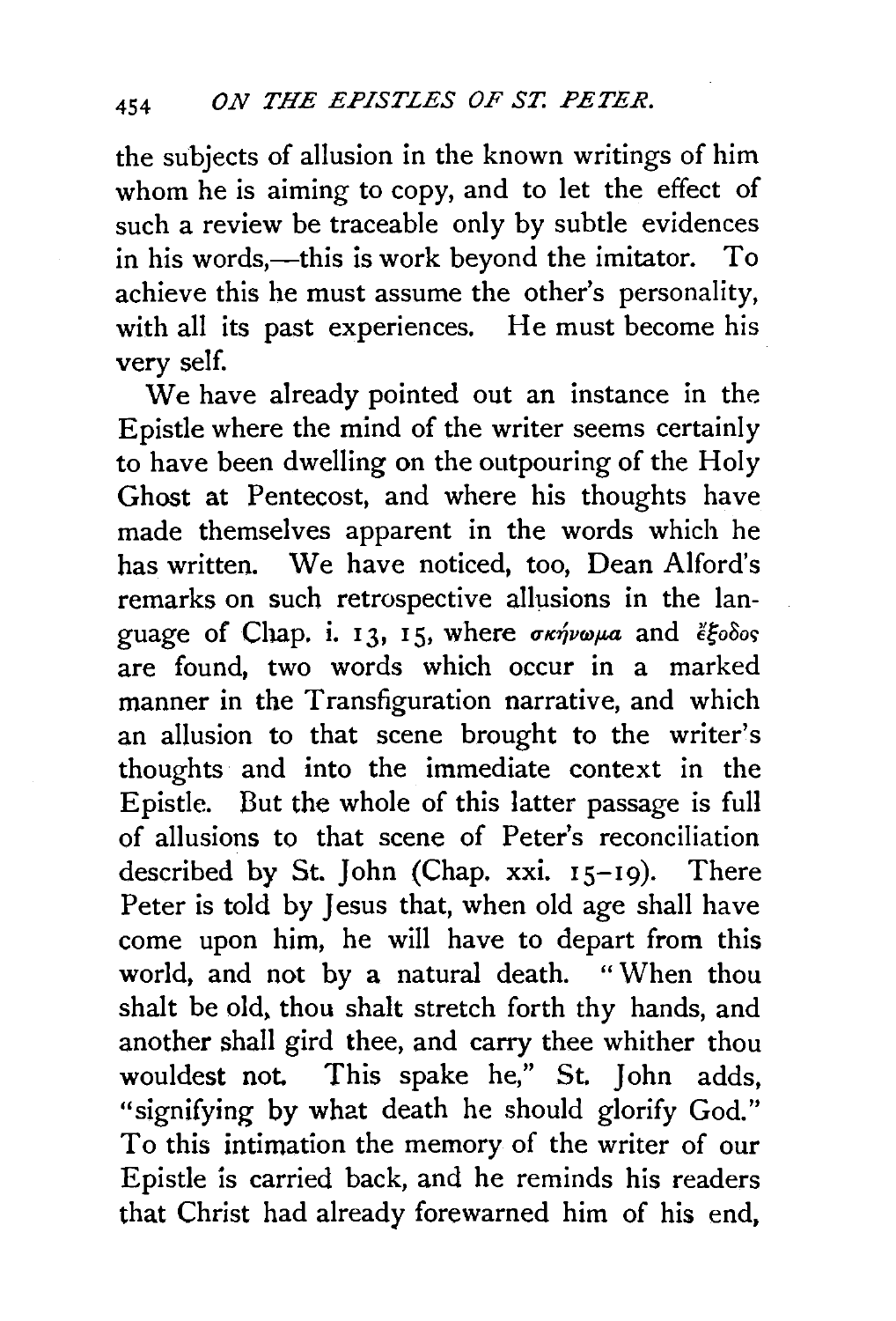the subjects of allusion in the known writings of him whom he is aiming to copy, and to let the effect of such a review be traceable only by subtle evidences in his words,—this is work beyond the imitator. To achieve this he must assume the other's personality, with all its past experiences. He must become his very self.

We have already pointed out an instance in the Epistle where the mind of the writer seems certainly to have been dwelling on the outpouring of the Holy Ghost at Pentecost, and where his thoughts have made themselves apparent in the words which he has written. We have noticed, too, Dean Alford's remarks on such retrospective allusions in the language of Chap. i. 13, 15, where *σκήνωμα* and *ἔξοδος* are found, two words which occur in a marked manner in the Transfiguration narrative, and which an allusion to that scene brought to the writer's thoughts and into the immediate context in the Epistle. But the whole of this latter passage is full of allusions to that scene of Peter's reconciliation described by St. John (Chap. xxi. 15–19). There Peter is told by Jesus that, when old age shall have come upon him, he will have to depart from this world, and not by a natural death. "When thou shalt be old, thou shalt stretch forth thy hands, and another shall gird thee, and carry thee whither thou wouldest not. This spake he," St. John adds, "signifying by what death he should glorify God." To this intimation the memory of the writer of our Epistle is carried back, and he reminds his readers that Christ had already forewarned him of his end,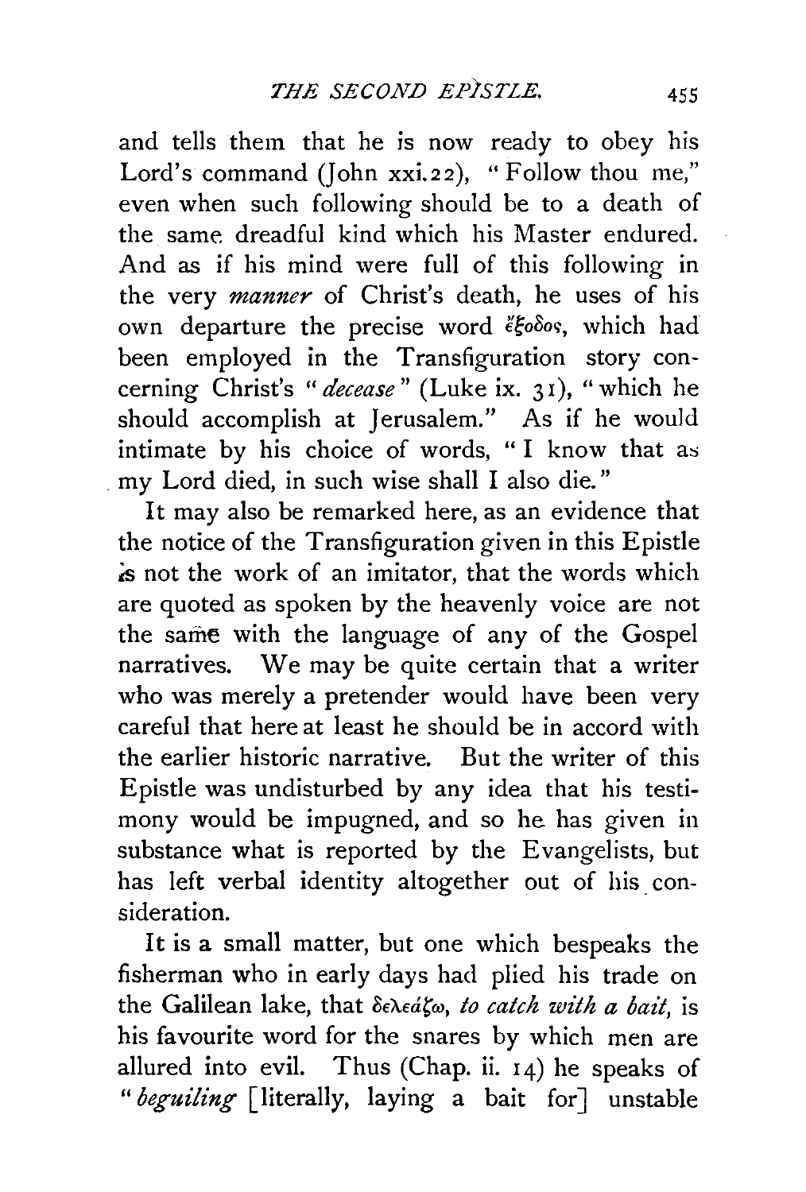and tells them that he is now ready to obey his Lord's command (John xxi. 22), "Follow thou me," even when such following should be to a death of the same dreadful kind which his Master endured. And as if his mind were full of this following in the very *manner* of Christ's death, he uses of his own departure the precise word ἔξοδος, which had been employed in the Transfiguration story concerning Christ's "*decease*" (Luke ix. 31), "which he should accomplish at Jerusalem." As if he would intimate by his choice of words, "I know that as my Lord died, in such wise shall I also die."

It may also be remarked here, as an evidence that the notice of the Transfiguration given in this Epistle is not the work of an imitator, that the words which are quoted as spoken by the heavenly voice are not the same with the language of any of the Gospel narratives. We may be quite certain that a writer who was merely a pretender would have been very careful that here at least he should be in accord with the earlier historic narrative. But the writer of this Epistle was undisturbed by any idea that his testimony would be impugned, and so he has given in substance what is reported by the Evangelists, but has left verbal identity altogether out of his consideration.

It is a small matter, but one which bespeaks the fisherman who in early days had plied his trade on the Galilean lake, that δελεάζω, *to catch with a bait*, is his favourite word for the snares by which men are allured into evil. Thus (Chap. ii. 14) he speaks of "*beguiling* [literally, laying a bait for] unstable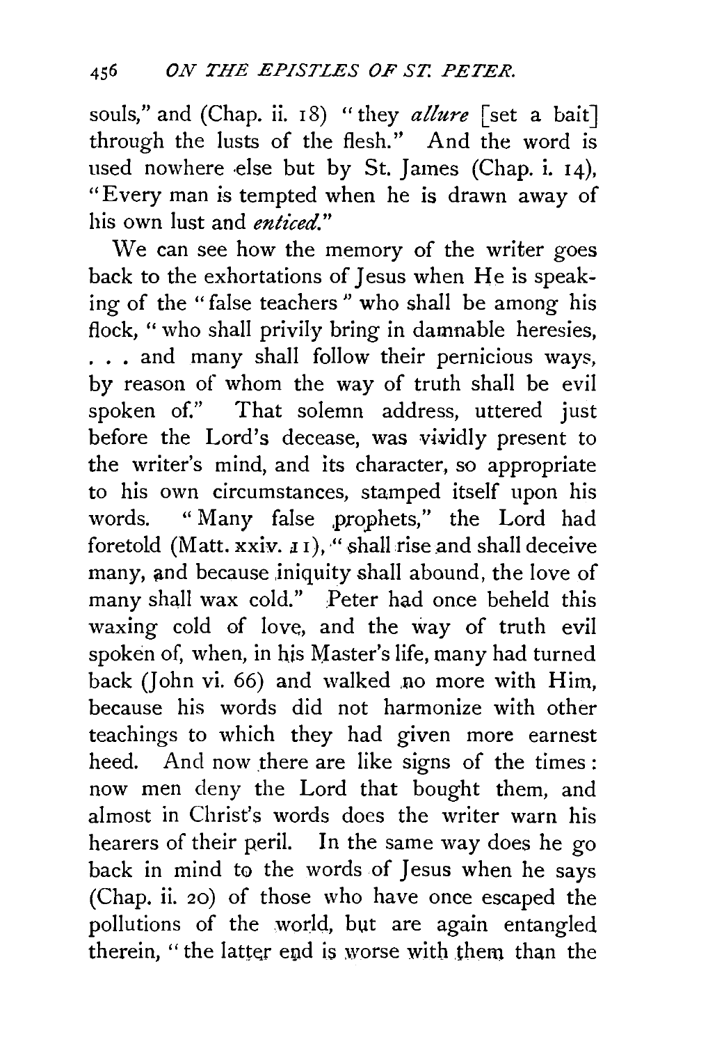souls," and (Chap. ii. 18) "they *allure* [set a bait] through the lusts of the flesh." And the word is used nowhere else but by St. James (Chap. i. 14), "Every man is tempted when he is drawn away of his own lust and *enticed*."

We can see how the memory of the writer goes back to the exhortations of Jesus when He is speaking of the "false teachers" who shall be among his flock, "who shall privily bring in damnable heresies, . . . and many shall follow their pernicious ways, by reason of whom the way of truth shall be evil spoken of." That solemn address, uttered just before the Lord's decease, was vividly present to the writer's mind, and its character, so appropriate to his own circumstances, stamped itself upon his words. "Many false prophets," the Lord had foretold (Matt. xxiv. 11), "shall rise and shall deceive many, and because iniquity shall abound, the love of many shall wax cold." Peter had once beheld this waxing cold of love, and the way of truth evil spoken of, when, in his Master's life, many had turned back (John vi. 66) and walked no more with Him, because his words did not harmonize with other teachings to which they had given more earnest heed. And now there are like signs of the times: now men deny the Lord that bought them, and almost in Christ's words does the writer warn his hearers of their peril. In the same way does he go back in mind to the words of Jesus when he says (Chap. ii. 20) of those who have once escaped the pollutions of the world, but are again entangled therein, "the latter end is worse with them than the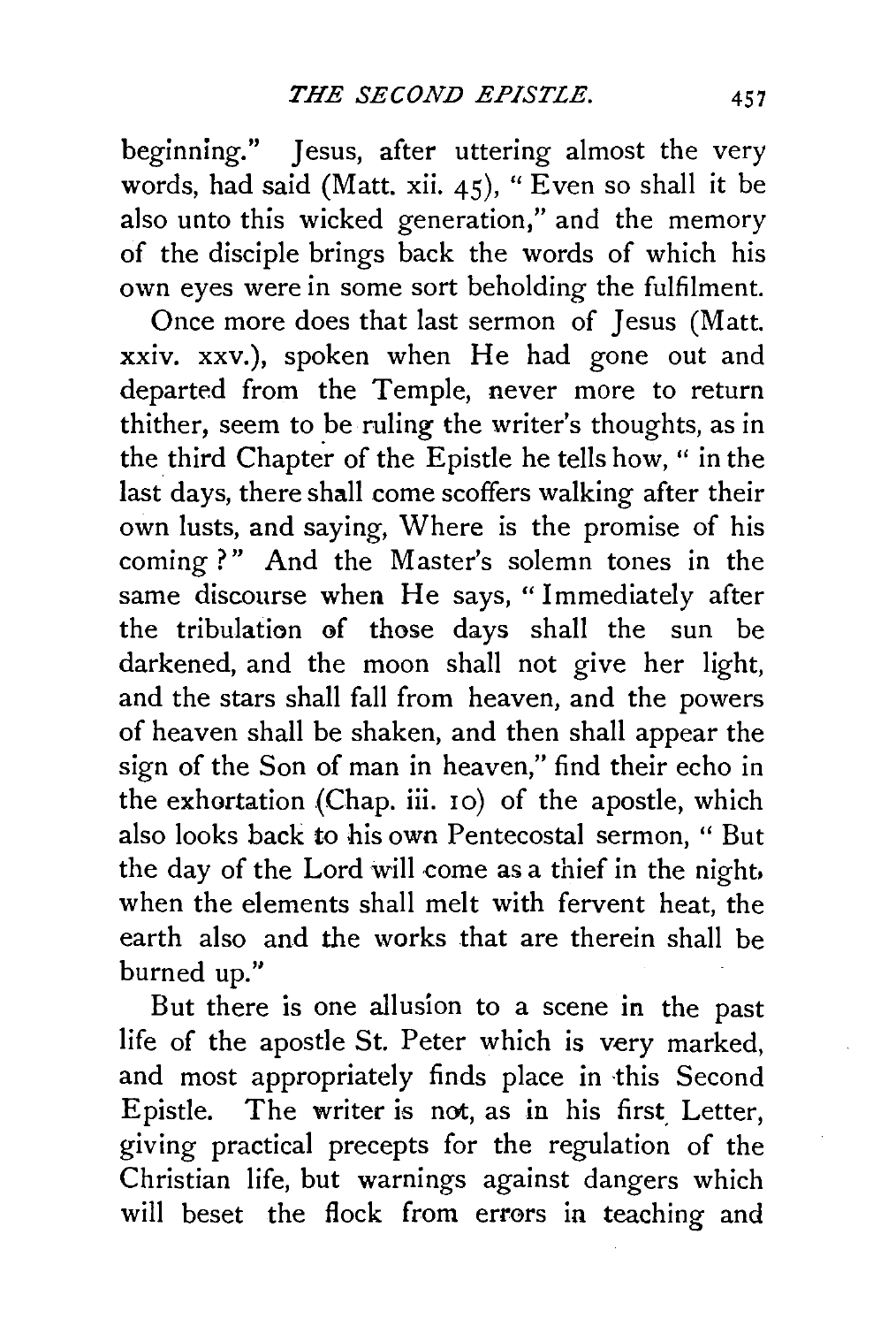beginning." Jesus, after uttering almost the very words, had said (Matt. xii. 45), "Even so shall it be also unto this wicked generation," and the memory of the disciple brings back the words of which his own eyes were in some sort beholding the fulfilment.

Once more does that last sermon of Jesus (Matt. xxiv. xxv.), spoken when He had gone out and departed from the Temple, never more to return thither, seem to be ruling the writer's thoughts, as in the third Chapter of the Epistle he tells how, "in the last days, there shall come scoffers walking after their own lusts, and saying, Where is the promise of his coming?" And the Master's solemn tones in the same discourse when He says, "Immediately after the tribulation of those days shall the sun be darkened, and the moon shall not give her light, and the stars shall fall from heaven, and the powers of heaven shall be shaken, and then shall appear the sign of the Son of man in heaven," find their echo in the exhortation (Chap. iii. 10) of the apostle, which also looks back to his own Pentecostal sermon, "But the day of the Lord will come as a thief in the night, when the elements shall melt with fervent heat, the earth also and the works that are therein shall be burned up."

But there is one allusion to a scene in the past life of the apostle St. Peter which is very marked, and most appropriately finds place in this Second Epistle. The writer is not, as in his first Letter, giving practical precepts for the regulation of the Christian life, but warnings against dangers which will beset the flock from errors in teaching and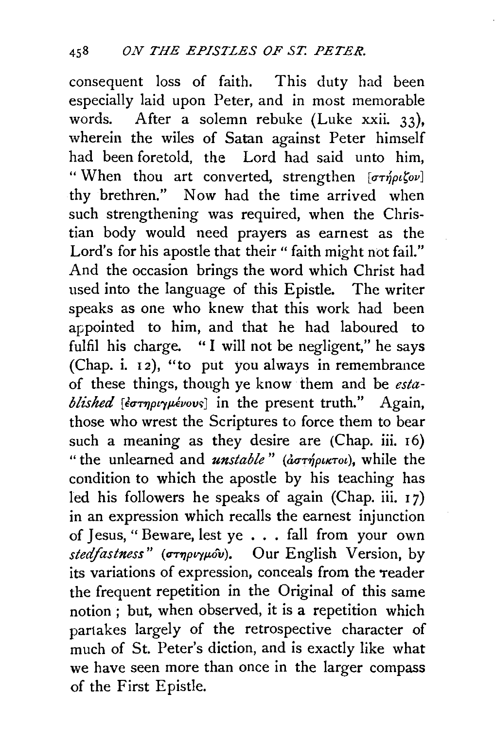consequent loss of faith. This duty had been especially laid upon Peter, and in most memorable words. After a solemn rebuke (Luke xxii. 33), wherein the wiles of Satan against Peter himself had been foretold, the Lord had said unto him, "When thou art converted, strengthen [στήριξον] thy brethren." Now had the time arrived when such strengthening was required, when the Christian body would need prayers as earnest as the Lord's for his apostle that their "faith might not fail." And the occasion brings the word which Christ had used into the language of this Epistle. The writer speaks as one who knew that this work had been appointed to him, and that he had laboured to fulfil his charge. "I will not be negligent," he says (Chap. i. 12), "to put you always in remembrance of these things, though ye know them and be *established* [ἐστηριγμένους] in the present truth." Again, those who wrest the Scriptures to force them to bear such a meaning as they desire are (Chap. iii. 16) "the unlearned and ***unstable***" (ἀστήρικτοι), while the condition to which the apostle by his teaching has led his followers he speaks of again (Chap. iii. 17) in an expression which recalls the earnest injunction of Jesus, "Beware, lest ye . . . fall from your own *stedfastness*" (στηριγμοῦ). Our English Version, by its variations of expression, conceals from the reader the frequent repetition in the Original of this same notion; but, when observed, it is a repetition which partakes largely of the retrospective character of much of St. Peter's diction, and is exactly like what we have seen more than once in the larger compass of the First Epistle.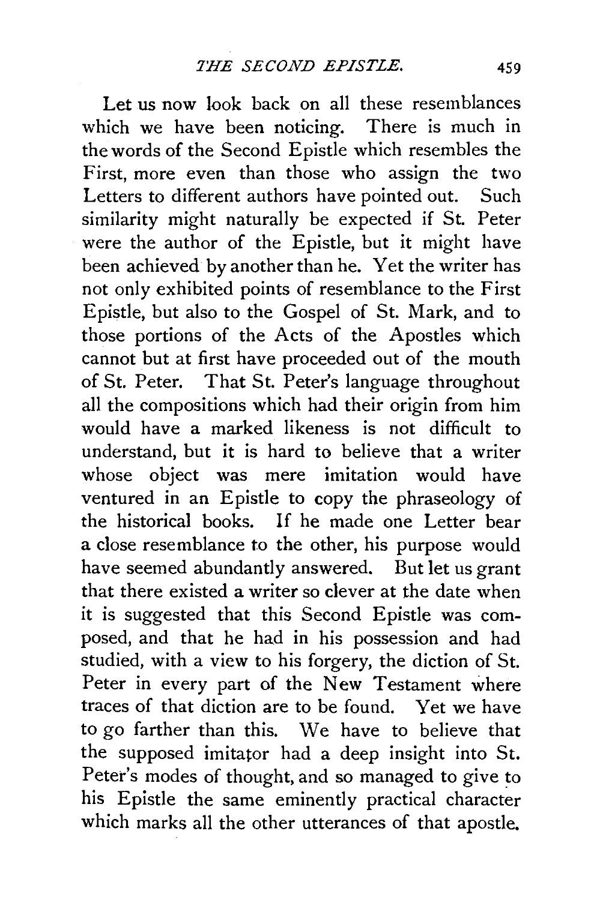Let us now look back on all these resemblances which we have been noticing. There is much in the words of the Second Epistle which resembles the First, more even than those who assign the two Letters to different authors have pointed out. Such similarity might naturally be expected if St. Peter were the author of the Epistle, but it might have been achieved by another than he. Yet the writer has not only exhibited points of resemblance to the First Epistle, but also to the Gospel of St. Mark, and to those portions of the Acts of the Apostles which cannot but at first have proceeded out of the mouth of St. Peter. That St. Peter's language throughout all the compositions which had their origin from him would have a marked likeness is not difficult to understand, but it is hard to believe that a writer whose object was mere imitation would have ventured in an Epistle to copy the phraseology of the historical books. If he made one Letter bear a close resemblance to the other, his purpose would have seemed abundantly answered. But let us grant that there existed a writer so clever at the date when it is suggested that this Second Epistle was composed, and that he had in his possession and had studied, with a view to his forgery, the diction of St. Peter in every part of the New Testament where traces of that diction are to be found. Yet we have to go farther than this. We have to believe that the supposed imitator had a deep insight into St. Peter's modes of thought, and so managed to give to his Epistle the same eminently practical character which marks all the other utterances of that apostle.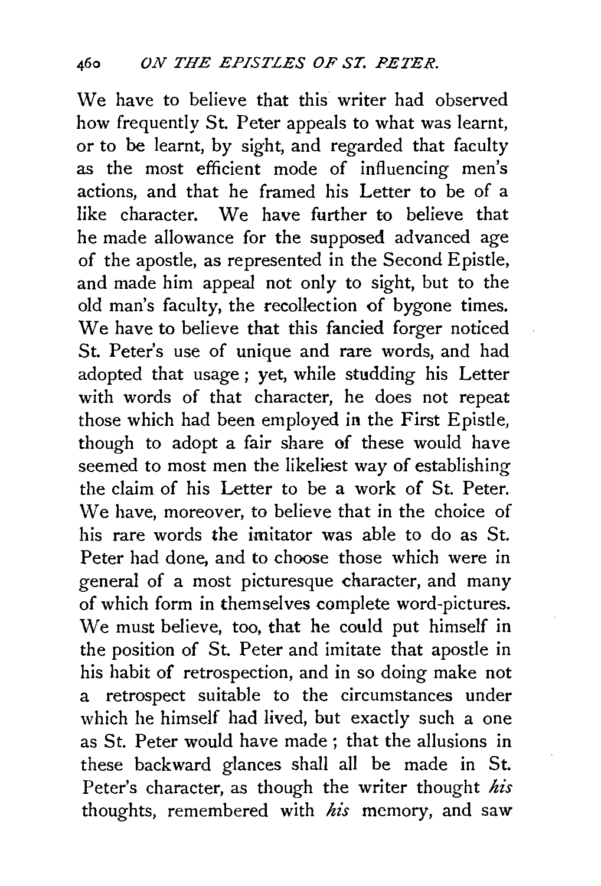We have to believe that this writer had observed how frequently St. Peter appeals to what was learnt, or to be learnt, by sight, and regarded that faculty as the most efficient mode of influencing men's actions, and that he framed his Letter to be of a like character. We have further to believe that he made allowance for the supposed advanced age of the apostle, as represented in the Second Epistle, and made him appeal not only to sight, but to the old man's faculty, the recollection of bygone times. We have to believe that this fancied forger noticed St. Peter's use of unique and rare words, and had adopted that usage; yet, while studding his Letter with words of that character, he does not repeat those which had been employed in the First Epistle, though to adopt a fair share of these would have seemed to most men the likeliest way of establishing the claim of his Letter to be a work of St. Peter. We have, moreover, to believe that in the choice of his rare words the imitator was able to do as St. Peter had done, and to choose those which were in general of a most picturesque character, and many of which form in themselves complete word-pictures. We must believe, too, that he could put himself in the position of St. Peter and imitate that apostle in his habit of retrospection, and in so doing make not a retrospect suitable to the circumstances under which he himself had lived, but exactly such a one as St. Peter would have made; that the allusions in these backward glances shall all be made in St. Peter's character, as though the writer thought *his* thoughts, remembered with *his* memory, and saw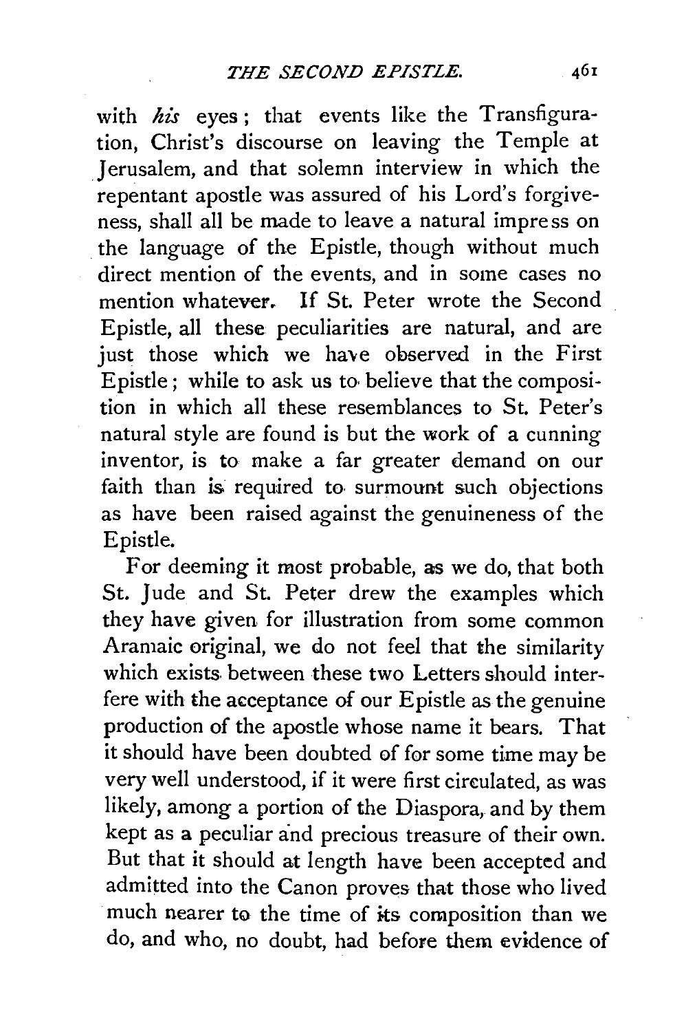with *his* eyes; that events like the Transfiguration, Christ's discourse on leaving the Temple at Jerusalem, and that solemn interview in which the repentant apostle was assured of his Lord's forgiveness, shall all be made to leave a natural impress on the language of the Epistle, though without much direct mention of the events, and in some cases no mention whatever. If St. Peter wrote the Second Epistle, all these peculiarities are natural, and are just those which we have observed in the First Epistle; while to ask us to believe that the composition in which all these resemblances to St. Peter's natural style are found is but the work of a cunning inventor, is to make a far greater demand on our faith than is required to surmount such objections as have been raised against the genuineness of the Epistle.

For deeming it most probable, as we do, that both St. Jude and St. Peter drew the examples which they have given for illustration from some common Aramaic original, we do not feel that the similarity which exists between these two Letters should interfere with the acceptance of our Epistle as the genuine production of the apostle whose name it bears. That it should have been doubted of for some time may be very well understood, if it were first circulated, as was likely, among a portion of the Diaspora, and by them kept as a peculiar and precious treasure of their own. But that it should at length have been accepted and admitted into the Canon proves that those who lived much nearer to the time of its composition than we do, and who, no doubt, had before them evidence of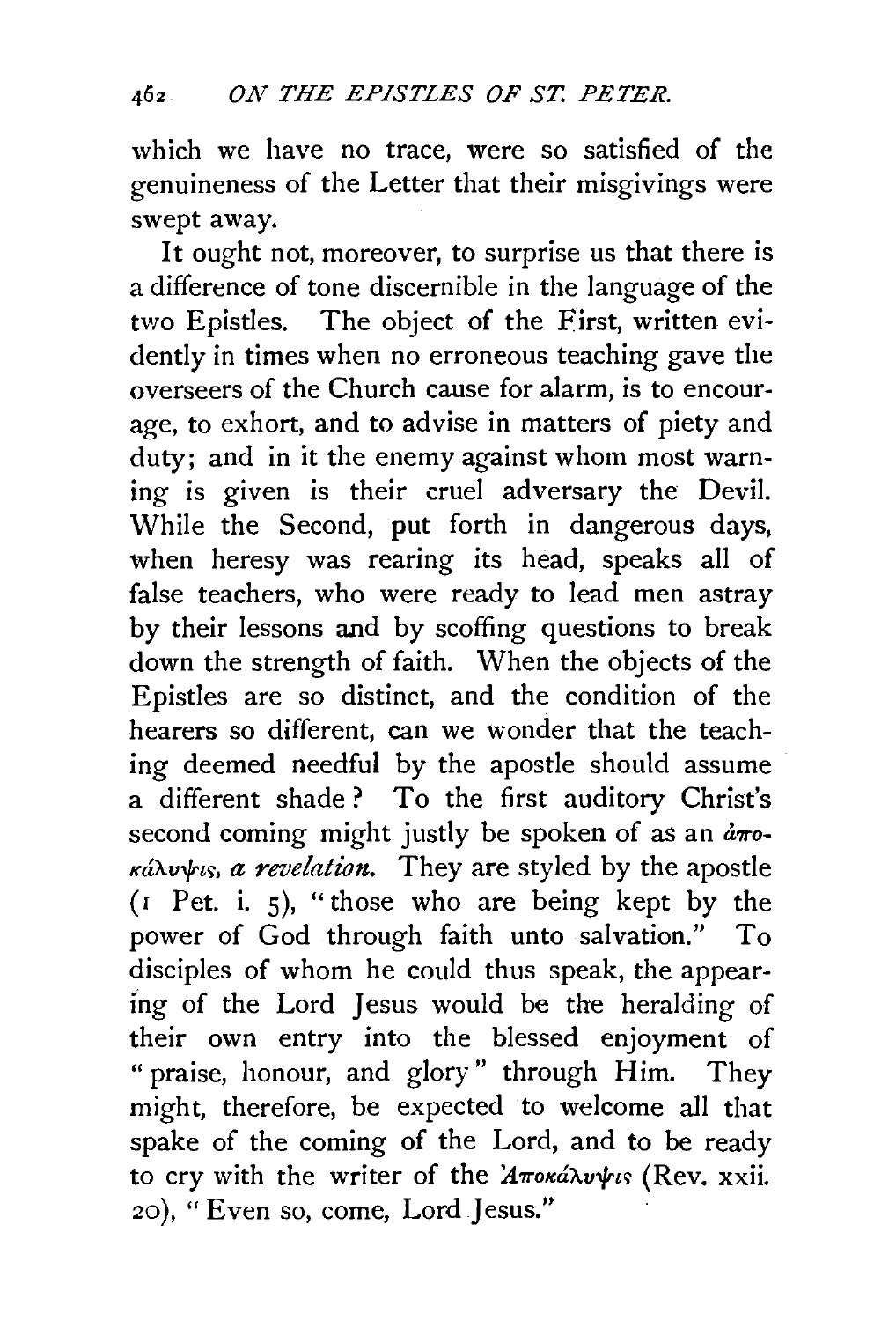which we have no trace, were so satisfied of the genuineness of the Letter that their misgivings were swept away.

It ought not, moreover, to surprise us that there is a difference of tone discernible in the language of the two Epistles. The object of the First, written evidently in times when no erroneous teaching gave the overseers of the Church cause for alarm, is to encourage, to exhort, and to advise in matters of piety and duty; and in it the enemy against whom most warning is given is their cruel adversary the Devil. While the Second, put forth in dangerous days, when heresy was rearing its head, speaks all of false teachers, who were ready to lead men astray by their lessons and by scoffing questions to break down the strength of faith. When the objects of the Epistles are so distinct, and the condition of the hearers so different, can we wonder that the teaching deemed needful by the apostle should assume a different shade? To the first auditory Christ's second coming might justly be spoken of as an *ἀποκάλυψις, a revelation.* They are styled by the apostle (1 Pet. i. 5), "those who are being kept by the power of God through faith unto salvation." To disciples of whom he could thus speak, the appearing of the Lord Jesus would be the heralding of their own entry into the blessed enjoyment of "praise, honour, and glory" through Him. They might, therefore, be expected to welcome all that spake of the coming of the Lord, and to be ready to cry with the writer of the *Ἀποκάλυψις* (Rev. xxii. 20), "Even so, come, Lord Jesus."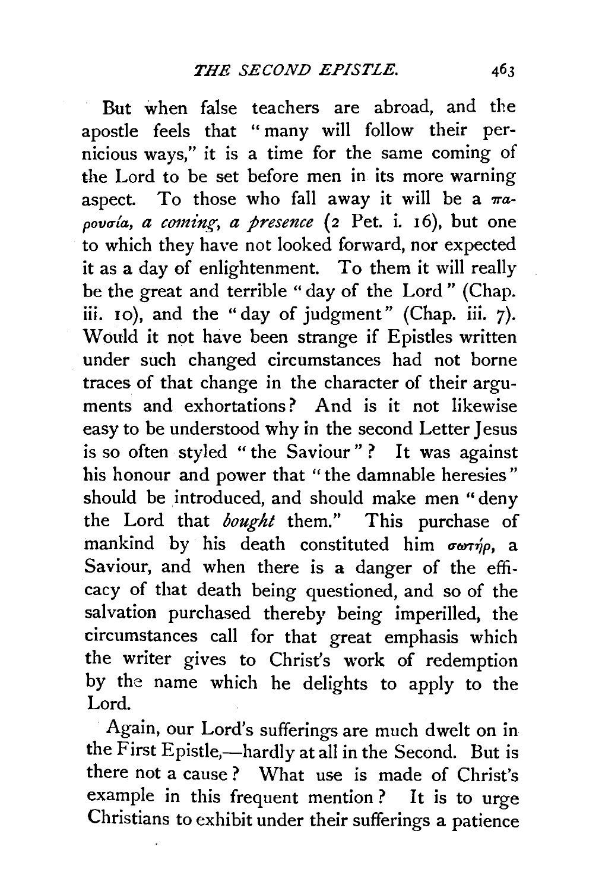But when false teachers are abroad, and the apostle feels that "many will follow their pernicious ways," it is a time for the same coming of the Lord to be set before men in its more warning aspect. To those who fall away it will be a *παρουσία, a coming, a presence* (2 Pet. i. 16), but one to which they have not looked forward, nor expected it as a day of enlightenment. To them it will really be the great and terrible "day of the Lord" (Chap. iii. 10), and the "day of judgment" (Chap. iii. 7). Would it not have been strange if Epistles written under such changed circumstances had not borne traces of that change in the character of their arguments and exhortations? And is it not likewise easy to be understood why in the second Letter Jesus is so often styled "the Saviour"? It was against his honour and power that "the damnable heresies" should be introduced, and should make men "deny the Lord that *bought* them." This purchase of mankind by his death constituted him *σωτήρ*, a Saviour, and when there is a danger of the efficacy of that death being questioned, and so of the salvation purchased thereby being imperilled, the circumstances call for that great emphasis which the writer gives to Christ's work of redemption by the name which he delights to apply to the Lord.

Again, our Lord's sufferings are much dwelt on in the First Epistle,—hardly at all in the Second. But is there not a cause? What use is made of Christ's example in this frequent mention? It is to urge Christians to exhibit under their sufferings a patience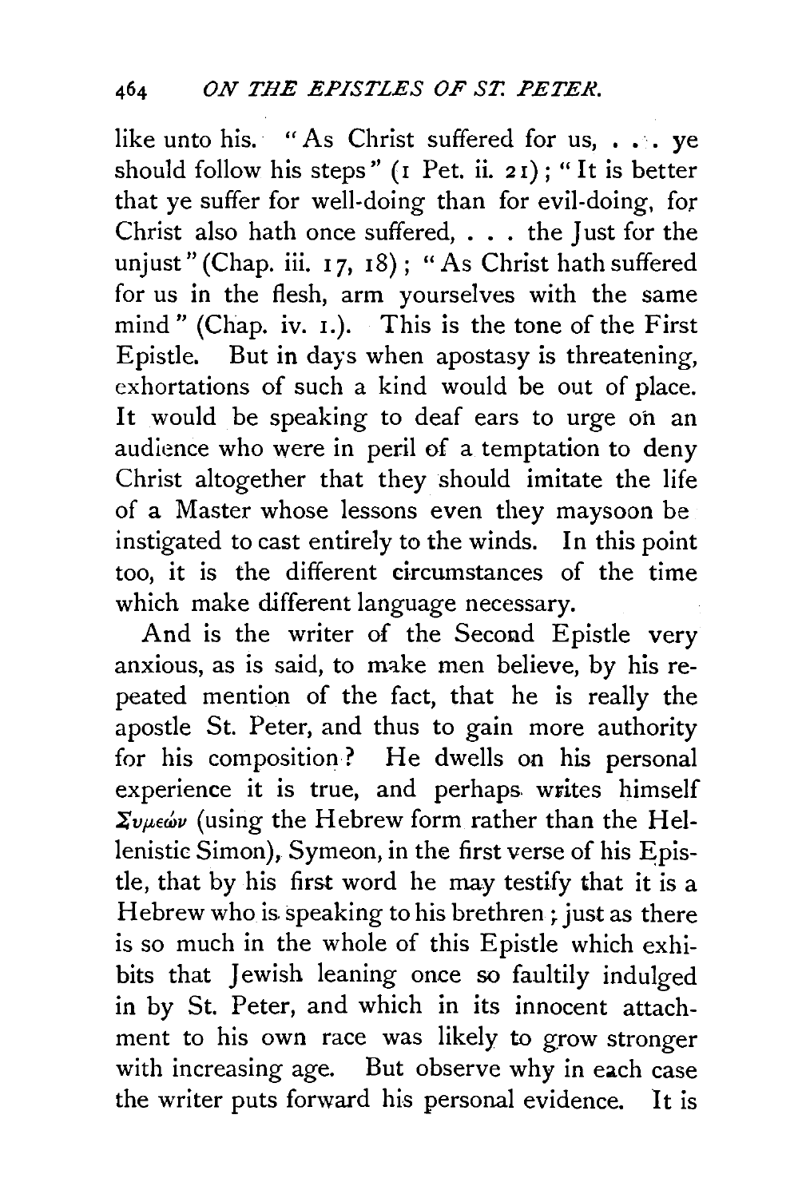like unto his. "As Christ suffered for us, . . . ye should follow his steps" (1 Pet. ii. 21); "It is better that ye suffer for well-doing than for evil-doing, for Christ also hath once suffered, . . . the Just for the unjust" (Chap. iii. 17, 18); "As Christ hath suffered for us in the flesh, arm yourselves with the same mind" (Chap. iv. 1.). This is the tone of the First Epistle. But in days when apostasy is threatening, exhortations of such a kind would be out of place. It would be speaking to deaf ears to urge on an audience who were in peril of a temptation to deny Christ altogether that they should imitate the life of a Master whose lessons even they maysoon be instigated to cast entirely to the winds. In this point too, it is the different circumstances of the time which make different language necessary.

And is the writer of the Second Epistle very anxious, as is said, to make men believe, by his repeated mention of the fact, that he is really the apostle St. Peter, and thus to gain more authority for his composition? He dwells on his personal experience it is true, and perhaps writes himself Συμεών (using the Hebrew form rather than the Hellenistic Simon), Symeon, in the first verse of his Epistle, that by his first word he may testify that it is a Hebrew who is speaking to his brethren; just as there is so much in the whole of this Epistle which exhibits that Jewish leaning once so faultily indulged in by St. Peter, and which in its innocent attachment to his own race was likely to grow stronger with increasing age. But observe why in each case the writer puts forward his personal evidence. It is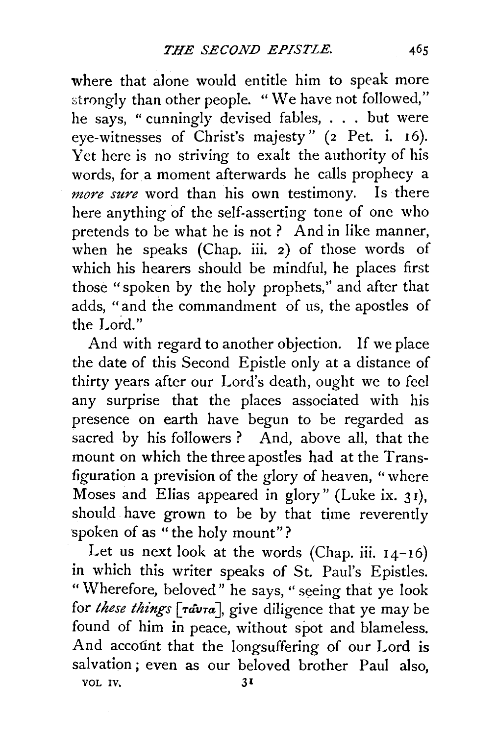where that alone would entitle him to speak more strongly than other people. "We have not followed," he says, "cunningly devised fables, . . . but were eye-witnesses of Christ's majesty" (2 Pet. i. 16). Yet here is no striving to exalt the authority of his words, for a moment afterwards he calls prophecy a *more sure* word than his own testimony. Is there here anything of the self-asserting tone of one who pretends to be what he is not? And in like manner, when he speaks (Chap. iii. 2) of those words of which his hearers should be mindful, he places first those "spoken by the holy prophets," and after that adds, "and the commandment of us, the apostles of the Lord."

And with regard to another objection. If we place the date of this Second Epistle only at a distance of thirty years after our Lord's death, ought we to feel any surprise that the places associated with his presence on earth have begun to be regarded as sacred by his followers? And, above all, that the mount on which the three apostles had at the Transfiguration a prevision of the glory of heaven, "where Moses and Elias appeared in glory" (Luke ix. 31), should have grown to be by that time reverently spoken of as "the holy mount"?

Let us next look at the words (Chap. iii. 14–16) in which this writer speaks of St. Paul's Epistles. "Wherefore, beloved" he says, "seeing that ye look for *these things* [ταῦτα], give diligence that ye may be found of him in peace, without spot and blameless. And account that the longsuffering of our Lord is salvation; even as our beloved brother Paul also,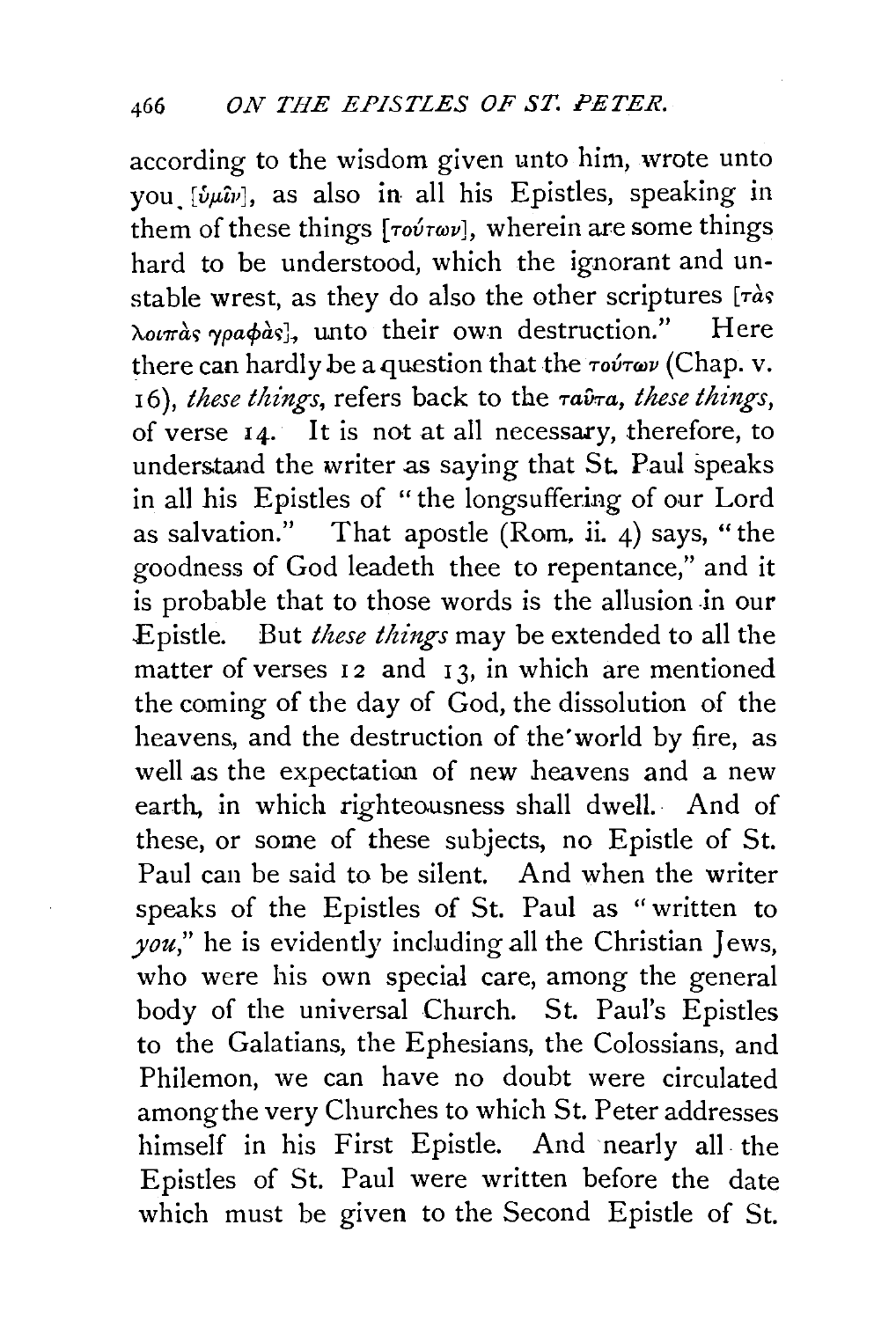according to the wisdom given unto him, wrote unto you [ὑμῖν], as also in all his Epistles, speaking in them of these things [τούτων], wherein are some things hard to be understood, which the ignorant and unstable wrest, as they do also the other scriptures [τὰς λοιπὰς γραφὰς], unto their own destruction." Here there can hardly be a question that the τούτων (Chap. v. 16), *these things*, refers back to the ταῦτα, *these things*, of verse 14. It is not at all necessary, therefore, to understand the writer as saying that St. Paul speaks in all his Epistles of "the longsuffering of our Lord as salvation." That apostle (Rom. ii. 4) says, "the goodness of God leadeth thee to repentance," and it is probable that to those words is the allusion in our Epistle. But *these things* may be extended to all the matter of verses 12 and 13, in which are mentioned the coming of the day of God, the dissolution of the heavens, and the destruction of the world by fire, as well as the expectation of new heavens and a new earth, in which righteousness shall dwell. And of these, or some of these subjects, no Epistle of St. Paul can be said to be silent. And when the writer speaks of the Epistles of St. Paul as "written to *you*," he is evidently including all the Christian Jews, who were his own special care, among the general body of the universal Church. St. Paul's Epistles to the Galatians, the Ephesians, the Colossians, and Philemon, we can have no doubt were circulated among the very Churches to which St. Peter addresses himself in his First Epistle. And nearly all the Epistles of St. Paul were written before the date which must be given to the Second Epistle of St.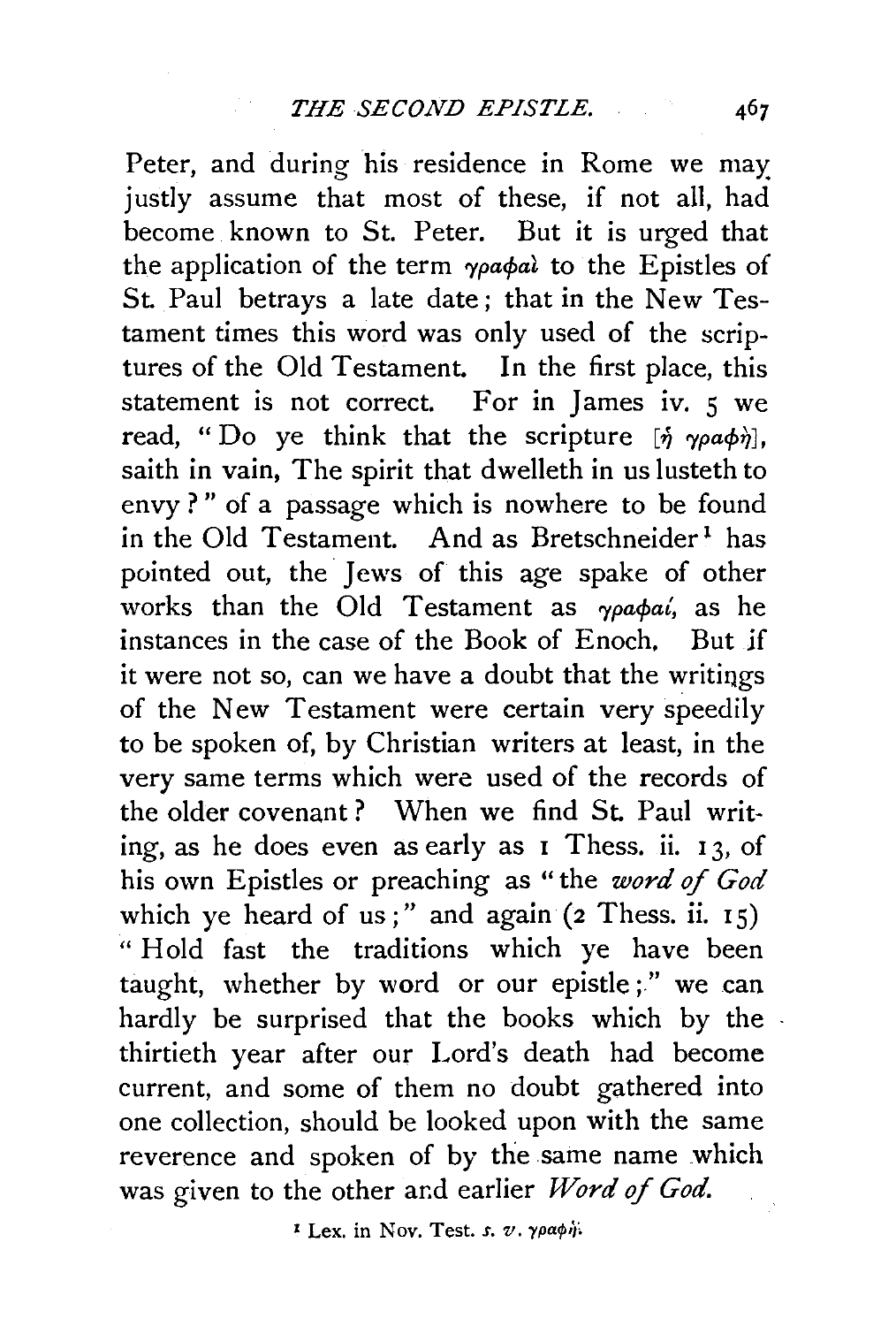Peter, and during his residence in Rome we may justly assume that most of these, if not all, had become known to St. Peter. But it is urged that the application of the term γραφαὶ to the Epistles of St. Paul betrays a late date; that in the New Testament times this word was only used of the scriptures of the Old Testament. In the first place, this statement is not correct. For in James iv. 5 we read, "Do ye think that the scripture [ἡ γραφὴ], saith in vain, The spirit that dwelleth in us lusteth to envy?" of a passage which is nowhere to be found in the Old Testament. And as Bretschneider[1] has pointed out, the Jews of this age spake of other works than the Old Testament as γραφαί, as he instances in the case of the Book of Enoch. But if it were not so, can we have a doubt that the writings of the New Testament were certain very speedily to be spoken of, by Christian writers at least, in the very same terms which were used of the records of the older covenant? When we find St. Paul writing, as he does even as early as 1 Thess. ii. 13, of his own Epistles or preaching as "the *word of God* which ye heard of us;" and again (2 Thess. ii. 15) "Hold fast the traditions which ye have been taught, whether by word or our epistle;" we can hardly be surprised that the books which by the thirtieth year after our Lord's death had become current, and some of them no doubt gathered into one collection, should be looked upon with the same reverence and spoken of by the same name which was given to the other and earlier *Word of God.*

[1] Lex. in Nov. Test. *s. v.* γραφή.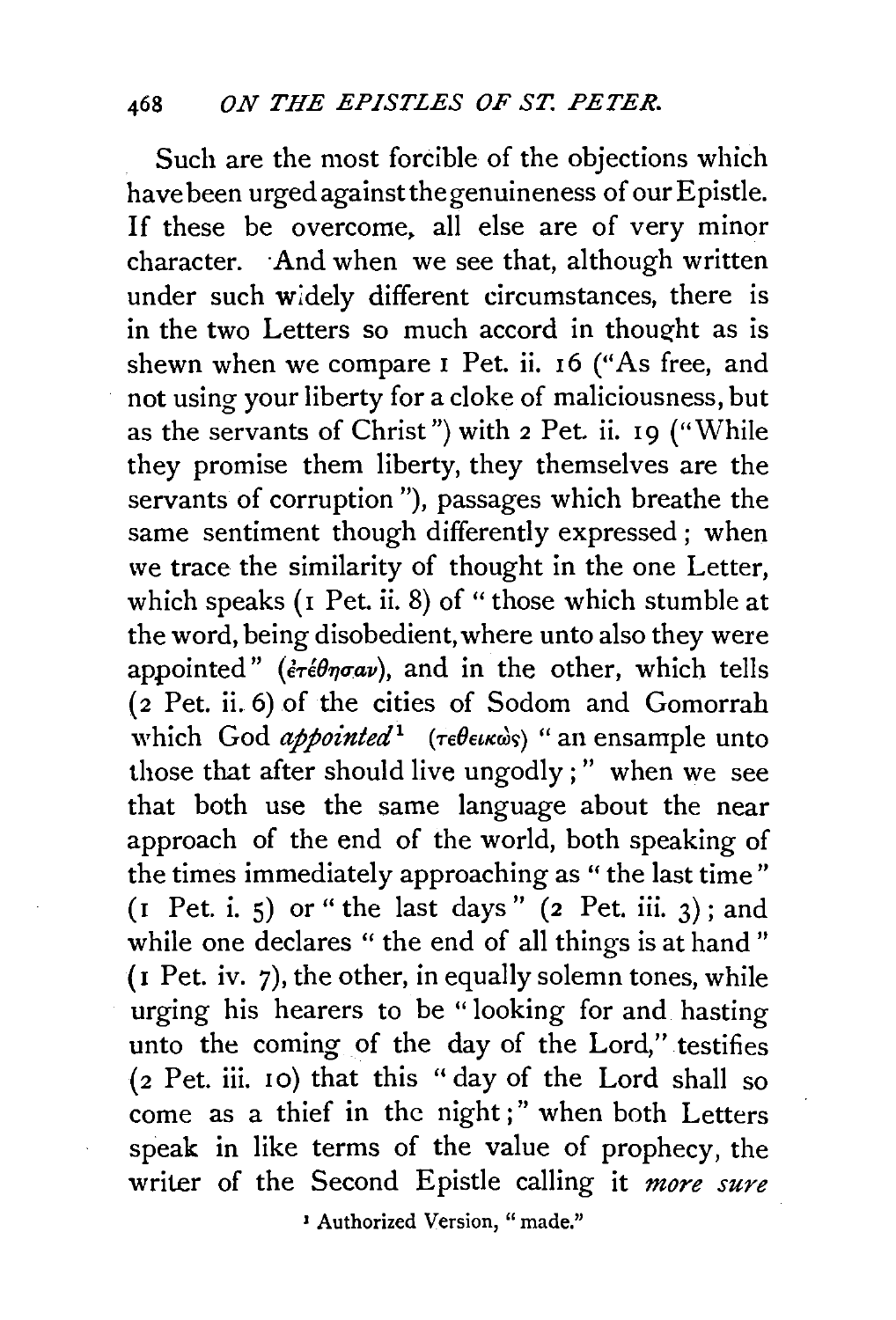Such are the most forcible of the objections which have been urged against the genuineness of our Epistle. If these be overcome, all else are of very minor character. And when we see that, although written under such widely different circumstances, there is in the two Letters so much accord in thought as is shewn when we compare 1 Pet. ii. 16 ("As free, and not using your liberty for a cloke of maliciousness, but as the servants of Christ") with 2 Pet. ii. 19 ("While they promise them liberty, they themselves are the servants of corruption"), passages which breathe the same sentiment though differently expressed; when we trace the similarity of thought in the one Letter, which speaks (1 Pet. ii. 8) of "those which stumble at the word, being disobedient, where unto also they were appointed" (ἐτέθησαν), and in the other, which tells (2 Pet. ii. 6) of the cities of Sodom and Gomorrah which God *appointed*[1] (τεθεικὼς) "an ensample unto those that after should live ungodly;" when we see that both use the same language about the near approach of the end of the world, both speaking of the times immediately approaching as "the last time" (1 Pet. i. 5) or "the last days" (2 Pet. iii. 3); and while one declares "the end of all things is at hand" (1 Pet. iv. 7), the other, in equally solemn tones, while urging his hearers to be "looking for and hasting unto the coming of the day of the Lord," testifies (2 Pet. iii. 10) that this "day of the Lord shall so come as a thief in the night;" when both Letters speak in like terms of the value of prophecy, the writer of the Second Epistle calling it *more sure*

[1] Authorized Version, "made."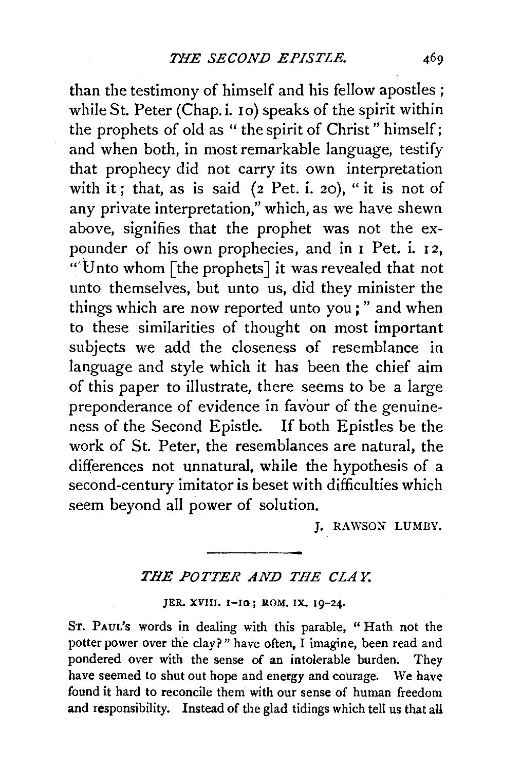than the testimony of himself and his fellow apostles; while St. Peter (Chap. i. 10) speaks of the spirit within the prophets of old as "the spirit of Christ" himself; and when both, in most remarkable language, testify that prophecy did not carry its own interpretation with it; that, as is said (2 Pet. i. 20), "it is not of any private interpretation," which, as we have shewn above, signifies that the prophet was not the expounder of his own prophecies, and in 1 Pet. i. 12, "Unto whom [the prophets] it was revealed that not unto themselves, but unto us, did they minister the things which are now reported unto you;" and when to these similarities of thought on most important subjects we add the closeness of resemblance in language and style which it has been the chief aim of this paper to illustrate, there seems to be a large preponderance of evidence in favour of the genuineness of the Second Epistle. If both Epistles be the work of St. Peter, the resemblances are natural, the differences not unnatural, while the hypothesis of a second-century imitator is beset with difficulties which seem beyond all power of solution.

J. RAWSON LUMBY.

---

## *THE POTTER AND THE CLAY.*

JER. XVIII. 1–10; ROM. IX. 19–24.

ST. PAUL'S words in dealing with this parable, "Hath not the potter power over the clay?" have often, I imagine, been read and pondered over with the sense of an intolerable burden. They have seemed to shut out hope and energy and courage. We have found it hard to reconcile them with our sense of human freedom and responsibility. Instead of the glad tidings which tell us that all